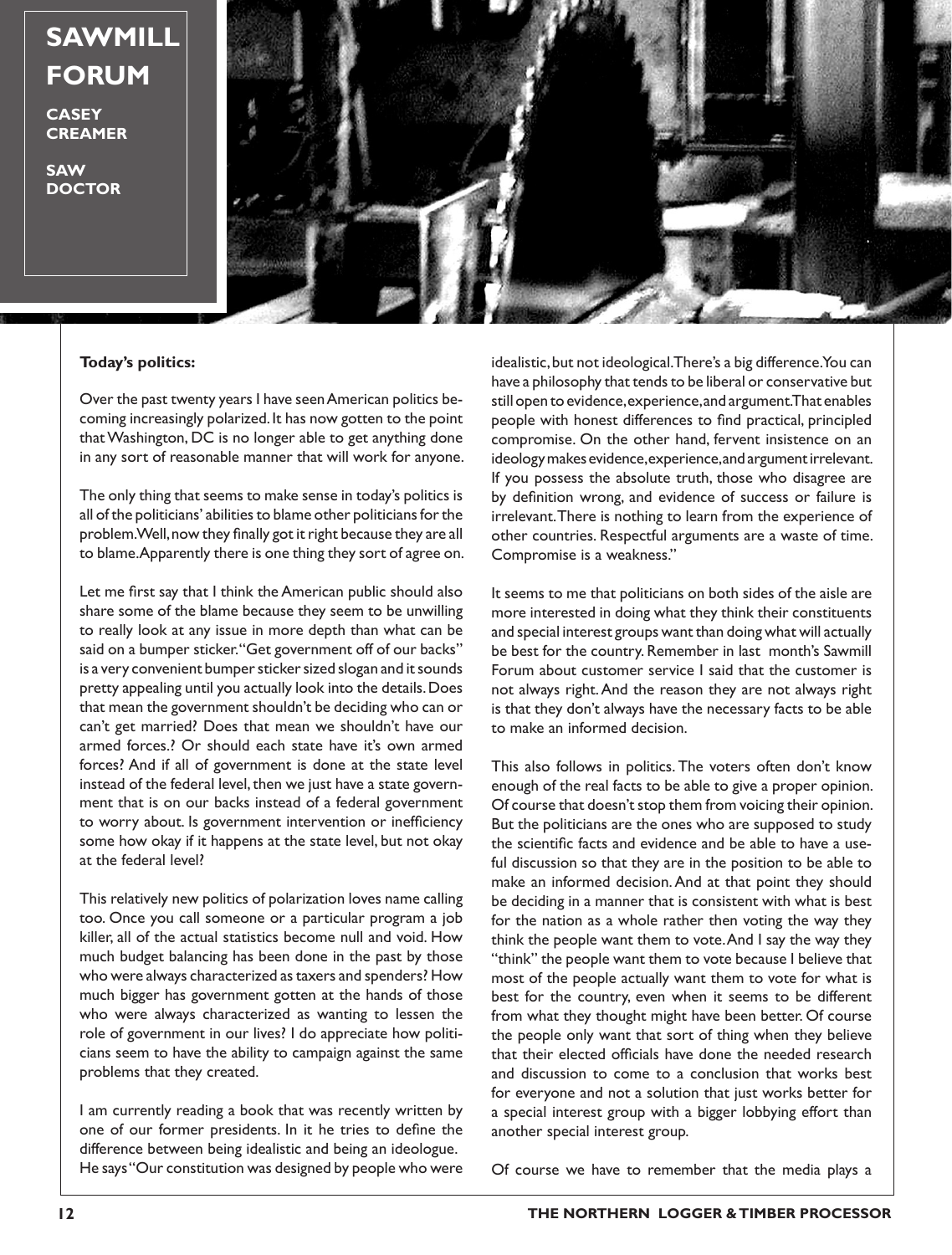# SAWMILL FORUM

**CASEY CREAMER**

**SAW DOCTOR**

**Today's politics:**

Over the past twenty years I have seen American politics becoming increasingly polarized. It has now gotten to the point that Washington, DC is no longer able to get anything done in any sort of reasonable manner that will work for anyone.

The only thing that seems to make sense in today's politics is all of the politicians' abilities to blame other politicians for the problem. Well, now they finally got it right because they are all to blame. Apparently there is one thing they sort of agree on.

Let me first say that I think the American public should also share some of the blame because they seem to be unwilling to really look at any issue in more depth than what can be said on a bumper sticker. "Get government off of our backs" is a very convenient bumper sticker sized slogan and it sounds pretty appealing until you actually look into the details. Does that mean the government shouldn't be deciding who can or can't get married? Does that mean we shouldn't have our armed forces.? Or should each state have it's own armed forces? And if all of government is done at the state level instead of the federal level, then we just have a state government that is on our backs instead of a federal government to worry about. Is government intervention or inefficiency some how okay if it happens at the state level, but not okay at the federal level?

This relatively new politics of polarization loves name calling too. Once you call someone or a particular program a job killer, all of the actual statistics become null and void. How much budget balancing has been done in the past by those who were always characterized as taxers and spenders? How much bigger has government gotten at the hands of those who were always characterized as wanting to lessen the role of government in our lives? I do appreciate how politicians seem to have the ability to campaign against the same problems that they created.

I am currently reading a book that was recently written by one of our former presidents. In it he tries to define the difference between being idealistic and being an ideologue. He says "Our constitution was designed by people who were idealistic, but not ideological. There's a big difference. You can have a philosophy that tends to be liberal or conservative but still open to evidence, experience, and argument. That enables people with honest differences to find practical, principled compromise. On the other hand, fervent insistence on an ideology makes evidence, experience, and argument irrelevant. If you possess the absolute truth, those who disagree are by definition wrong, and evidence of success or failure is irrelevant. There is nothing to learn from the experience of other countries. Respectful arguments are a waste of time. Compromise is a weakness."

It seems to me that politicians on both sides of the aisle are more interested in doing what they think their constituents and special interest groups want than doing what will actually be best for the country. Remember in last month's Sawmill Forum about customer service I said that the customer is not always right. And the reason they are not always right is that they don't always have the necessary facts to be able to make an informed decision.

This also follows in politics. The voters often don't know enough of the real facts to be able to give a proper opinion. Of course that doesn't stop them from voicing their opinion. But the politicians are the ones who are supposed to study the scientific facts and evidence and be able to have a useful discussion so that they are in the position to be able to make an informed decision. And at that point they should be deciding in a manner that is consistent with what is best for the nation as a whole rather then voting the way they think the people want them to vote. And I say the way they "think" the people want them to vote because I believe that most of the people actually want them to vote for what is best for the country, even when it seems to be different from what they thought might have been better. Of course the people only want that sort of thing when they believe that their elected officials have done the needed research and discussion to come to a conclusion that works best for everyone and not a solution that just works better for a special interest group with a bigger lobbying effort than another special interest group.

Of course we have to remember that the media plays a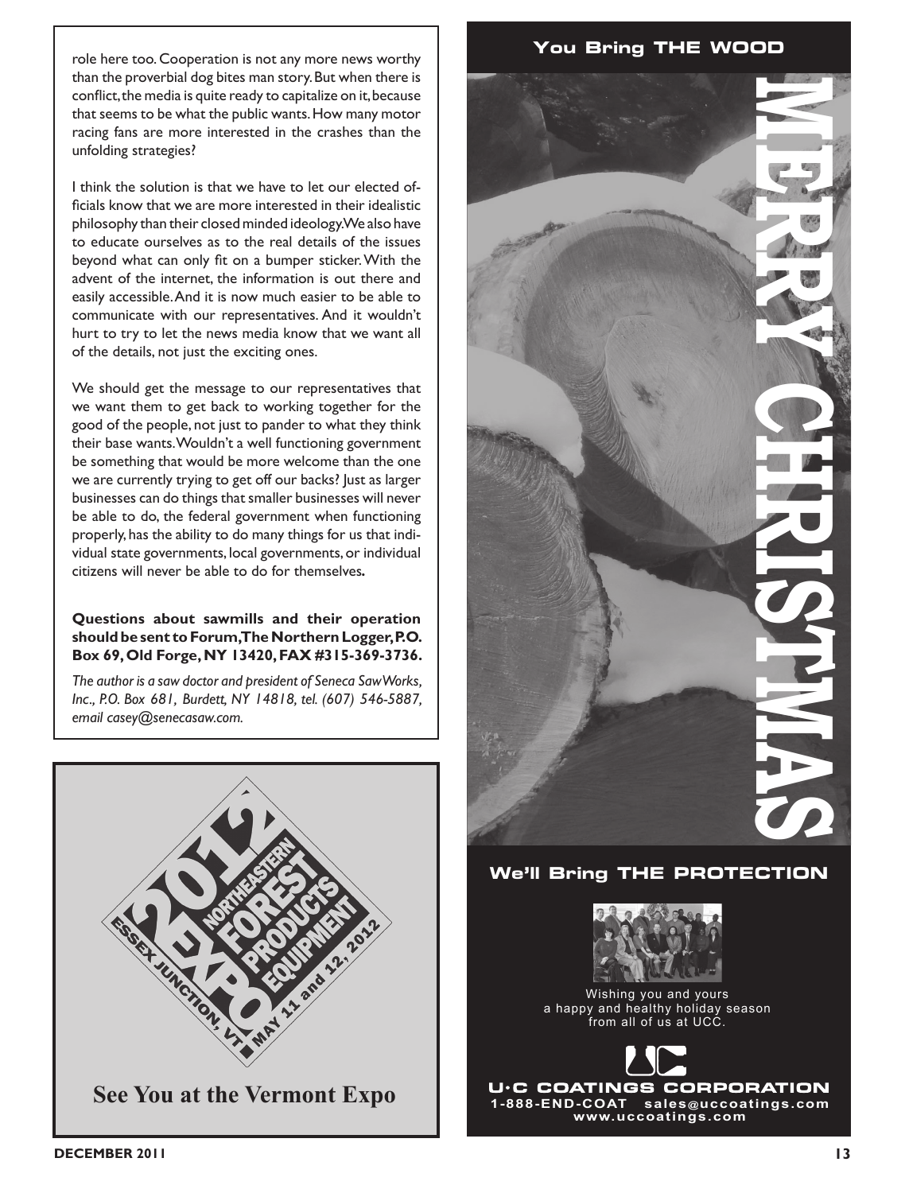role here too. Cooperation is not any more news worthy than the proverbial dog bites man story. But when there is conflict, the media is quite ready to capitalize on it, because that seems to be what the public wants. How many motor racing fans are more interested in the crashes than the unfolding strategies?

I think the solution is that we have to let our elected officials know that we are more interested in their idealistic philosophy than their closed minded ideology. We also have to educate ourselves as to the real details of the issues beyond what can only fit on a bumper sticker. With the advent of the internet, the information is out there and easily accessible. And it is now much easier to be able to communicate with our representatives. And it wouldn't hurt to try to let the news media know that we want all of the details, not just the exciting ones.

We should get the message to our representatives that we want them to get back to working together for the good of the people, not just to pander to what they think their base wants. Wouldn't a well functioning government be something that would be more welcome than the one we are currently trying to get off our backs? Just as larger businesses can do things that smaller businesses will never be able to do, the federal government when functioning properly, has the ability to do many things for us that individual state governments, local governments, or individual citizens will never be able to do for themselves.

**Questions about sawmills and their operation should be sent to Forum, The Northern Logger, P.O. Box 69, Old Forge, NY 13420, FAX #315-369-3736.**

*The author is a saw doctor and president of Seneca Saw Works, Inc., P.O. Box 681, Burdett, NY 14818, tel. (607) 546-5887, email casey@senecasaw.com.*

2012 EXPO
NORTHEASTERN FOREST PRODUCTS EQUIPMENT
ESSEX JUNCTION, VT ■ MAY 11 and 12, 2012

**See You at the Vermont Expo**

**You Bring THE WOOD**

**MERRY CHRISTMAS**

**We'll Bring THE PROTECTION**

Wishing you and yours
a happy and healthy holiday season
from all of us at UCC.

**U·C COATINGS CORPORATION**
**1-888-END-COAT sales@uccoatings.com**
**www.uccoatings.com**